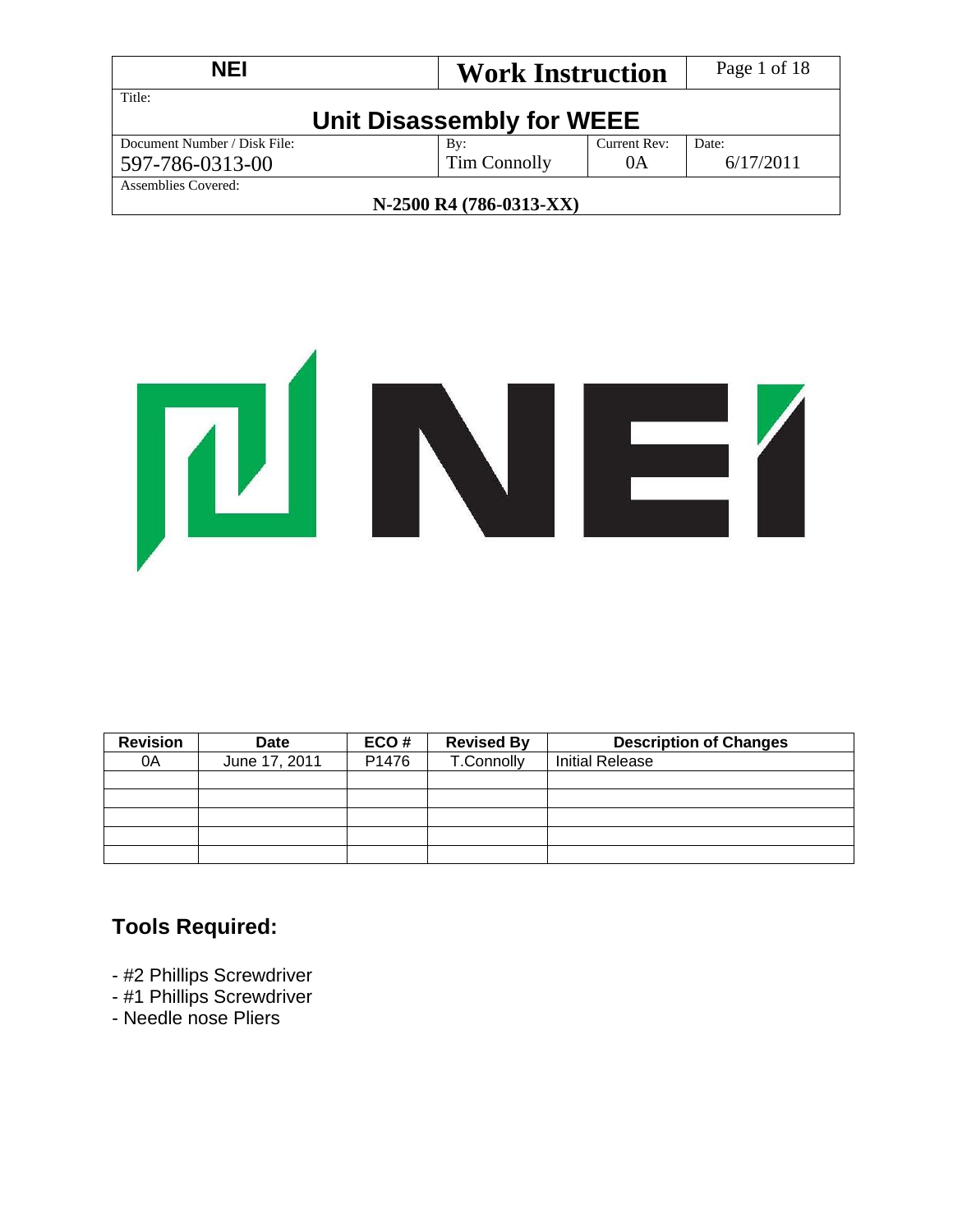| NEI | Work Instruction | | |
|---|---|---|---|
| Title: **Unit Disassembly for WEEE** | | | |
| Document Number / Disk File: 597-786-0313-00 | By: Tim Connolly | Current Rev: 0A | Date: 6/17/2011 |
| Assemblies Covered: **N-2500 R4 (786-0313-XX)** | | | |

| Revision | Date | ECO # | Revised By | Description of Changes |
|---|---|---|---|---|
| 0A | June 17, 2011 | P1476 | T.Connolly | Initial Release |
| | | | | |
| | | | | |
| | | | | |
| | | | | |
| | | | | |

## Tools Required:

- #2 Phillips Screwdriver
- #1 Phillips Screwdriver
- Needle nose Pliers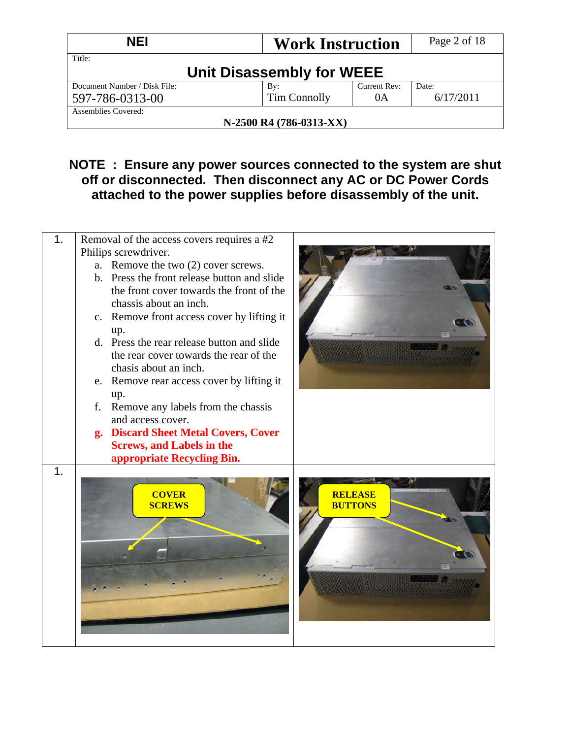| NEI | Work Instruction | |
|---|---|---|
| Title: **Unit Disassembly for WEEE** | | |
| Document Number / Disk File: 597-786-0313-00 | By: Tim Connolly | Current Rev: 0A | Date: 6/17/2011 |
| Assemblies Covered: **N-2500 R4 (786-0313-XX)** | | |

**NOTE : Ensure any power sources connected to the system are shut off or disconnected. Then disconnect any AC or DC Power Cords attached to the power supplies before disassembly of the unit.**

1. Removal of the access covers requires a #2 Philips screwdriver.
   a. Remove the two (2) cover screws.
   b. Press the front release button and slide the front cover towards the front of the chassis about an inch.
   c. Remove front access cover by lifting it up.
   d. Press the rear release button and slide the rear cover towards the rear of the chasis about an inch.
   e. Remove rear access cover by lifting it up.
   f. Remove any labels from the chassis and access cover.
   **g. Discard Sheet Metal Covers, Cover Screws, and Labels in the appropriate Recycling Bin.**

1.

COVER SCREWS

RELEASE BUTTONS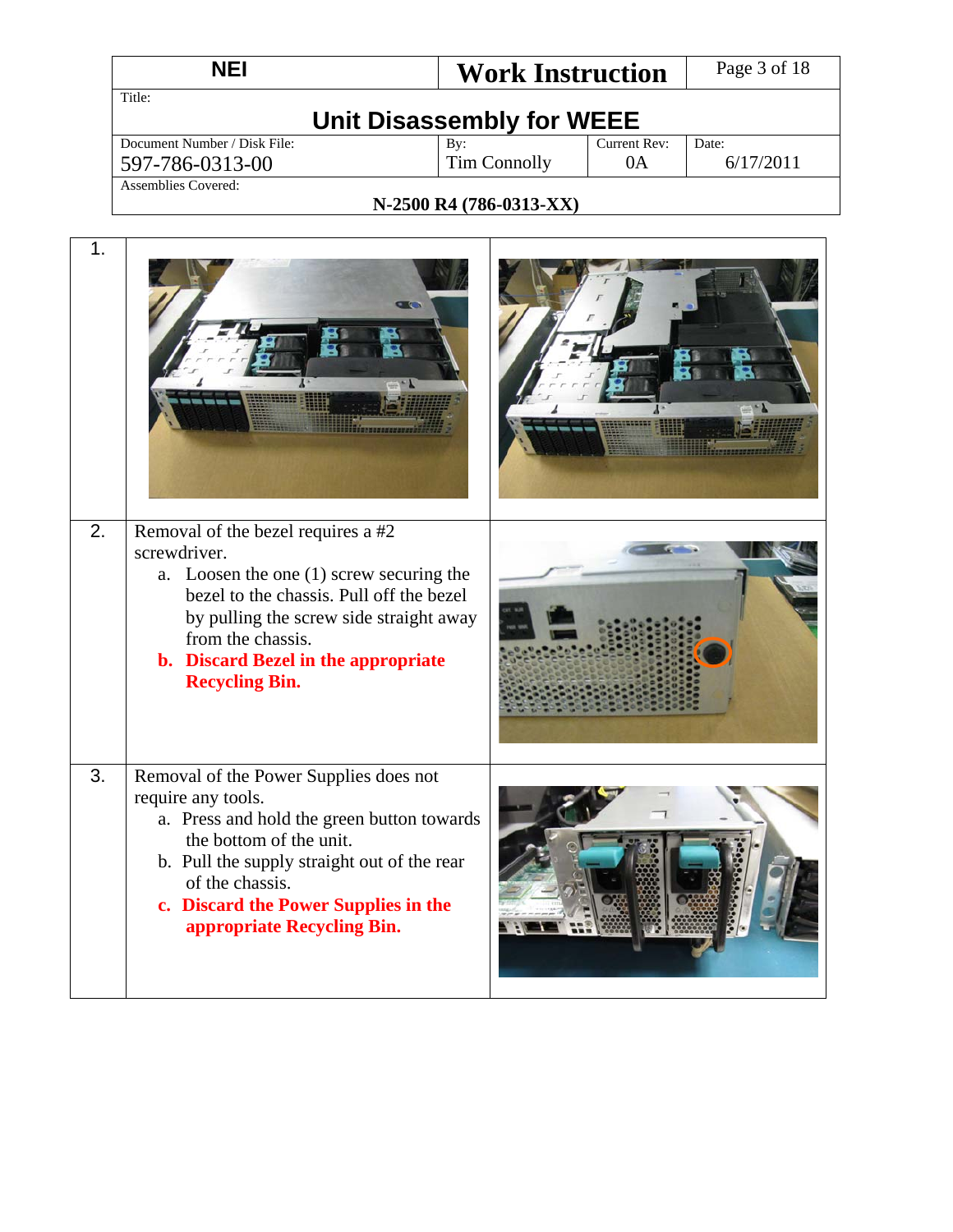| NEI | Work Instruction | |
|---|---|---|
| Title: **Unit Disassembly for WEEE** | | |
| Document Number / Disk File: 597-786-0313-00 | By: Tim Connolly | Current Rev: 0A | Date: 6/17/2011 |
| Assemblies Covered: **N-2500 R4 (786-0313-XX)** | | |

| | | |
|---|---|---|
| 1. | | |
| 2. | Removal of the bezel requires a #2 screwdriver.<br>a. Loosen the one (1) screw securing the bezel to the chassis. Pull off the bezel by pulling the screw side straight away from the chassis.<br>**b. Discard Bezel in the appropriate Recycling Bin.** | |
| 3. | Removal of the Power Supplies does not require any tools.<br>a. Press and hold the green button towards the bottom of the unit.<br>b. Pull the supply straight out of the rear of the chassis.<br>**c. Discard the Power Supplies in the appropriate Recycling Bin.** | |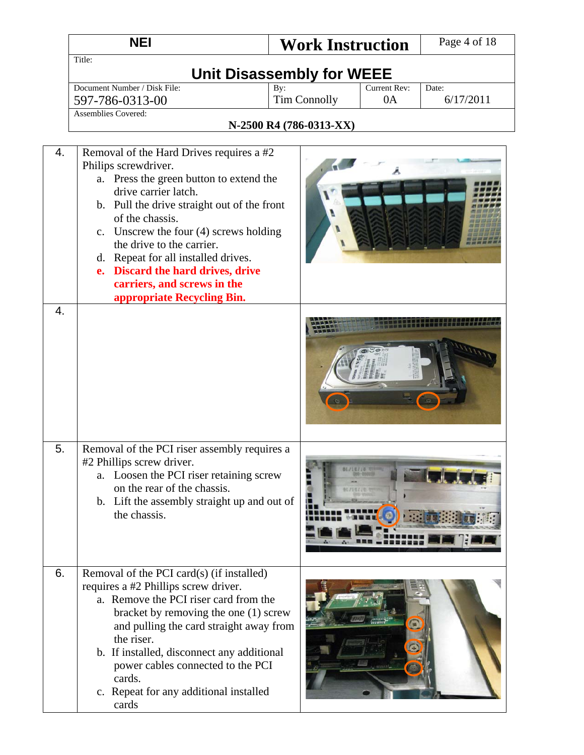| NEI | Work Instruction | Page 4 of 18 |
|---|---|---|
| Title: **Unit Disassembly for WEEE** | | |
| Document Number / Disk File: 597-786-0313-00 | By: Tim Connolly | Current Rev: 0A | Date: 6/17/2011 |
| Assemblies Covered: **N-2500 R4 (786-0313-XX)** | | |

| | | |
|---|---|---|
| 4. | Removal of the Hard Drives requires a #2 Philips screwdriver.<br>a. Press the green button to extend the drive carrier latch.<br>b. Pull the drive straight out of the front of the chassis.<br>c. Unscrew the four (4) screws holding the drive to the carrier.<br>d. Repeat for all installed drives.<br>**e. Discard the hard drives, drive carriers, and screws in the appropriate Recycling Bin.** | |
| 4. | | |
| 5. | Removal of the PCI riser assembly requires a #2 Phillips screw driver.<br>a. Loosen the PCI riser retaining screw on the rear of the chassis.<br>b. Lift the assembly straight up and out of the chassis. | |
| 6. | Removal of the PCI card(s) (if installed) requires a #2 Phillips screw driver.<br>a. Remove the PCI riser card from the bracket by removing the one (1) screw and pulling the card straight away from the riser.<br>b. If installed, disconnect any additional power cables connected to the PCI cards.<br>c. Repeat for any additional installed cards | |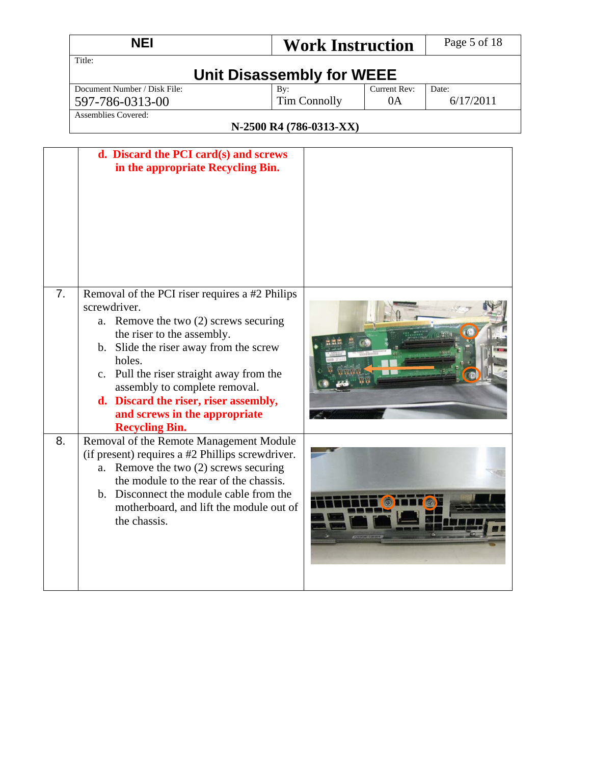| | | |
|---|---|---|
| | **d. Discard the PCI card(s) and screws in the appropriate Recycling Bin.** | |
| 7. | Removal of the PCI riser requires a #2 Philips screwdriver.<br>a. Remove the two (2) screws securing the riser to the assembly.<br>b. Slide the riser away from the screw holes.<br>c. Pull the riser straight away from the assembly to complete removal.<br>**d. Discard the riser, riser assembly, and screws in the appropriate Recycling Bin.** | |
| 8. | Removal of the Remote Management Module (if present) requires a #2 Phillips screwdriver.<br>a. Remove the two (2) screws securing the module to the rear of the chassis.<br>b. Disconnect the module cable from the motherboard, and lift the module out of the chassis. | |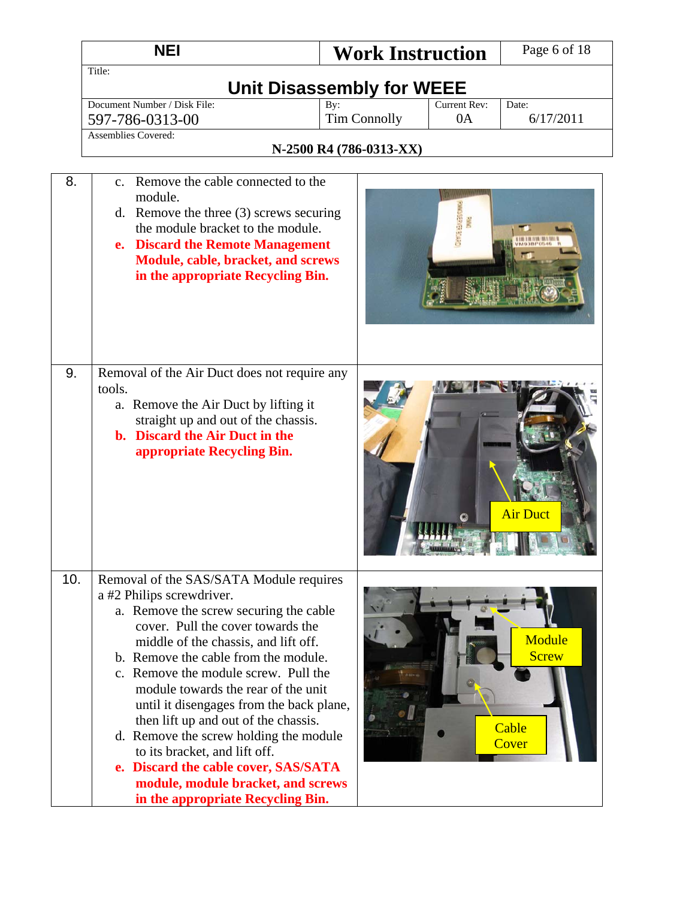| NEI | Work Instruction | |
|---|---|---|
| Title: **Unit Disassembly for WEEE** | | |
| Document Number / Disk File: 597-786-0313-00 | By: Tim Connolly | Current Rev: 0A | Date: 6/17/2011 |
| Assemblies Covered: **N-2500 R4 (786-0313-XX)** | | |

| | | |
|---|---|---|
| 8. | c. Remove the cable connected to the module.<br>d. Remove the three (3) screws securing the module bracket to the module.<br>**e. Discard the Remote Management Module, cable, bracket, and screws in the appropriate Recycling Bin.** | |
| 9. | Removal of the Air Duct does not require any tools.<br>a. Remove the Air Duct by lifting it straight up and out of the chassis.<br>**b. Discard the Air Duct in the appropriate Recycling Bin.** | Air Duct |
| 10. | Removal of the SAS/SATA Module requires a #2 Philips screwdriver.<br>a. Remove the screw securing the cable cover. Pull the cover towards the middle of the chassis, and lift off.<br>b. Remove the cable from the module.<br>c. Remove the module screw. Pull the module towards the rear of the unit until it disengages from the back plane, then lift up and out of the chassis.<br>d. Remove the screw holding the module to its bracket, and lift off.<br>**e. Discard the cable cover, SAS/SATA module, module bracket, and screws in the appropriate Recycling Bin.** | Module Screw<br>Cable Cover |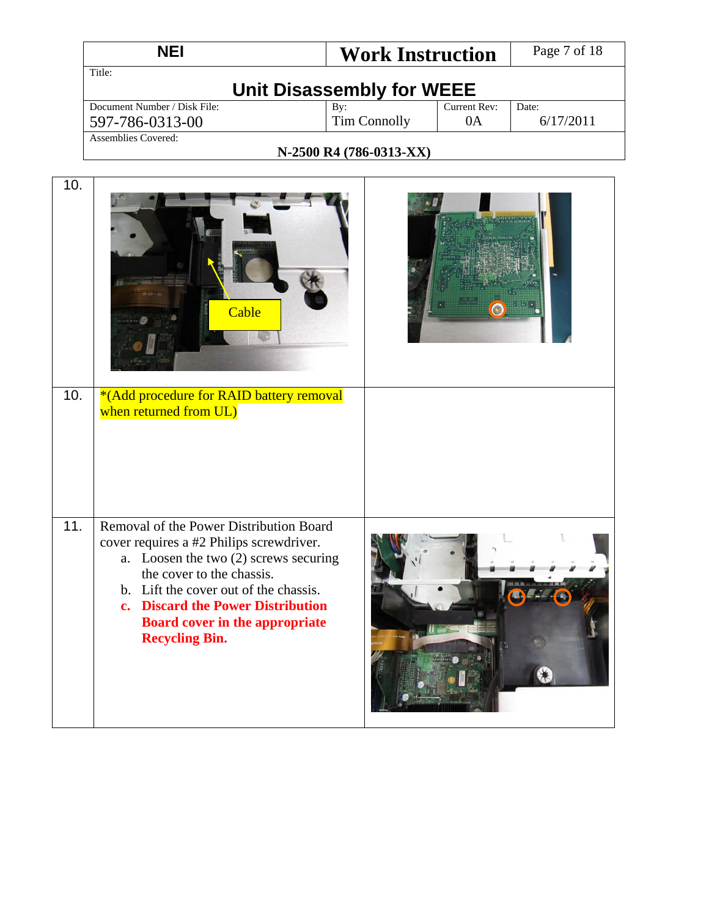| NEI | Work Instruction | Page 7 of 18 |
|---|---|---|
| Title: **Unit Disassembly for WEEE** | | |
| Document Number / Disk File: 597-786-0313-00 | By: Tim Connolly | Current Rev: 0A | Date: 6/17/2011 |
| Assemblies Covered: **N-2500 R4 (786-0313-XX)** | | |

| | | |
|---|---|---|
| 10. | Cable | |
| 10. | *(Add procedure for RAID battery removal when returned from UL) | |
| 11. | Removal of the Power Distribution Board cover requires a #2 Philips screwdriver.<br>a. Loosen the two (2) screws securing the cover to the chassis.<br>b. Lift the cover out of the chassis.<br>**c. Discard the Power Distribution Board cover in the appropriate Recycling Bin.** | |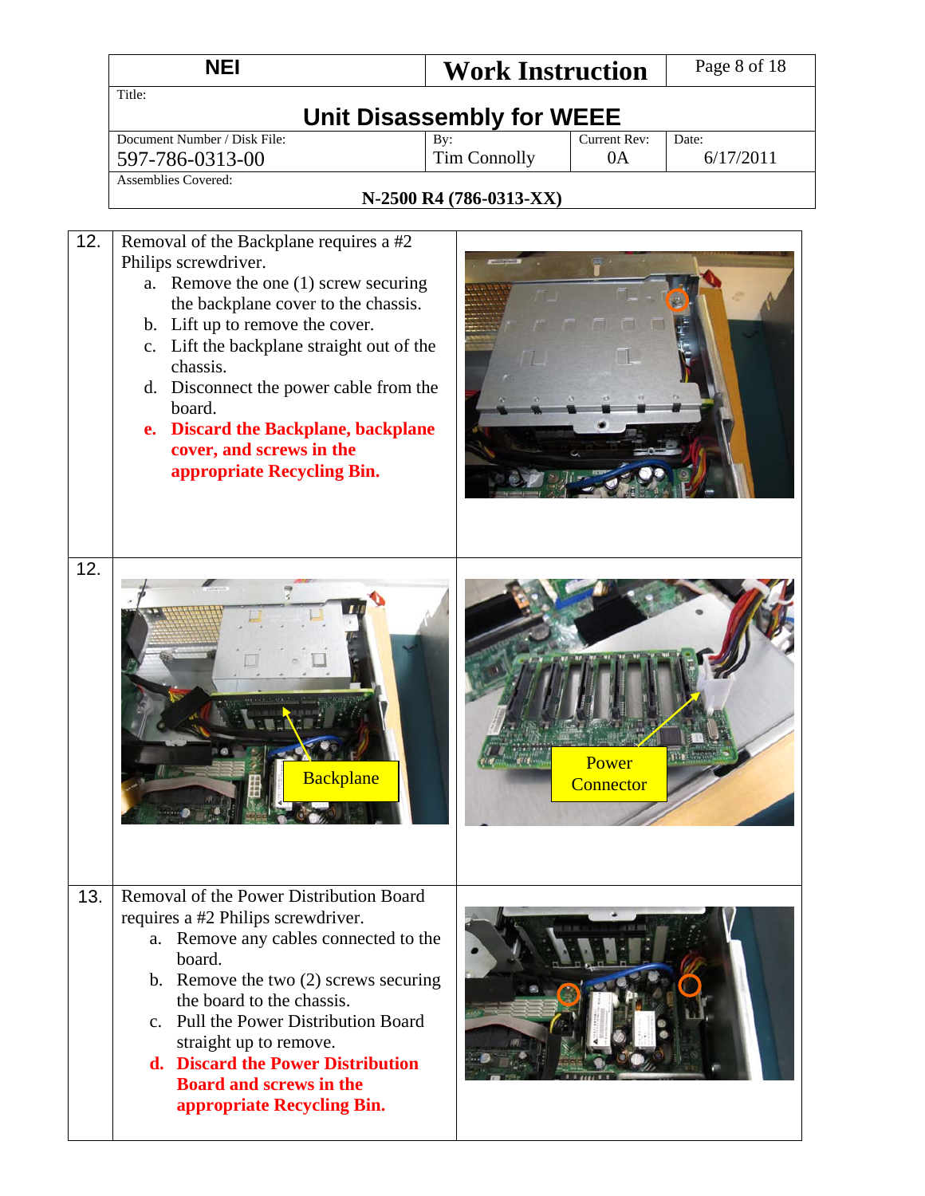| NEI | Work Instruction | Page 8 of 18 | |
|---|---|---|---|
| Title: **Unit Disassembly for WEEE** | | | |
| Document Number / Disk File: 597-786-0313-00 | By: Tim Connolly | Current Rev: 0A | Date: 6/17/2011 |
| Assemblies Covered: **N-2500 R4 (786-0313-XX)** | | | |

| Step | Instruction | |
|---|---|---|
| 12. | Removal of the Backplane requires a #2 Philips screwdriver.<br>a. Remove the one (1) screw securing the backplane cover to the chassis.<br>b. Lift up to remove the cover.<br>c. Lift the backplane straight out of the chassis.<br>d. Disconnect the power cable from the board.<br>**e. Discard the Backplane, backplane cover, and screws in the appropriate Recycling Bin.** | |
| 12. | Backplane | Power Connector |
| 13. | Removal of the Power Distribution Board requires a #2 Philips screwdriver.<br>a. Remove any cables connected to the board.<br>b. Remove the two (2) screws securing the board to the chassis.<br>c. Pull the Power Distribution Board straight up to remove.<br>**d. Discard the Power Distribution Board and screws in the appropriate Recycling Bin.** | |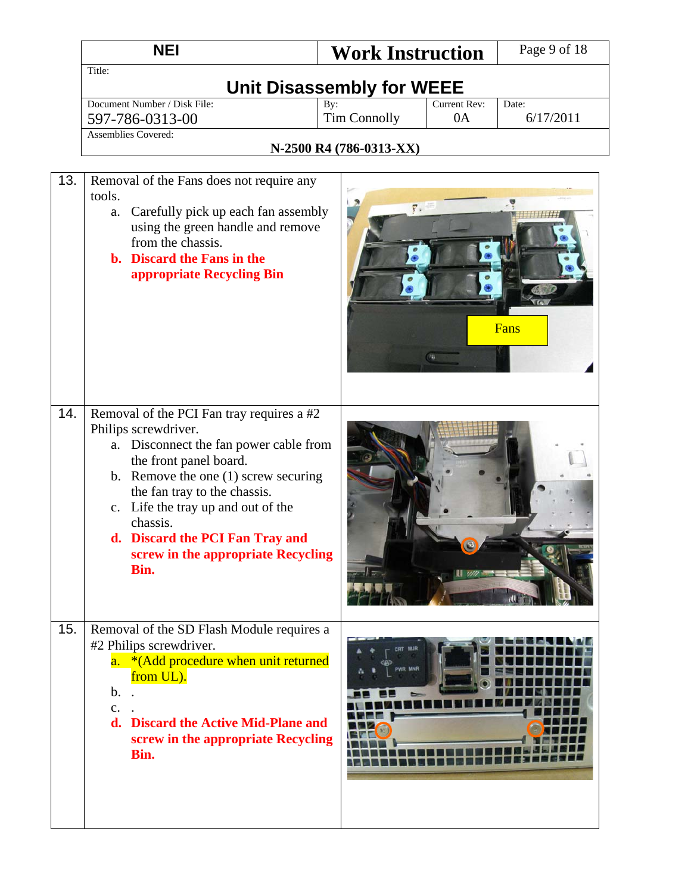| NEI | Work Instruction | |
|---|---|---|
| Title: **Unit Disassembly for WEEE** | | |
| Document Number / Disk File: 597-786-0313-00 | By: Tim Connolly | Current Rev: 0A | Date: 6/17/2011 |
| Assemblies Covered: **N-2500 R4 (786-0313-XX)** | | |

| | | |
|---|---|---|
| 13. | Removal of the Fans does not require any tools.<br>a. Carefully pick up each fan assembly using the green handle and remove from the chassis.<br>**b. Discard the Fans in the appropriate Recycling Bin** | Fans |
| 14. | Removal of the PCI Fan tray requires a #2 Philips screwdriver.<br>a. Disconnect the fan power cable from the front panel board.<br>b. Remove the one (1) screw securing the fan tray to the chassis.<br>c. Life the tray up and out of the chassis.<br>**d. Discard the PCI Fan Tray and screw in the appropriate Recycling Bin.** | |
| 15. | Removal of the SD Flash Module requires a #2 Philips screwdriver.<br>a. *(Add procedure when unit returned from UL).<br>b. .<br>c. .<br>**d. Discard the Active Mid-Plane and screw in the appropriate Recycling Bin.** | |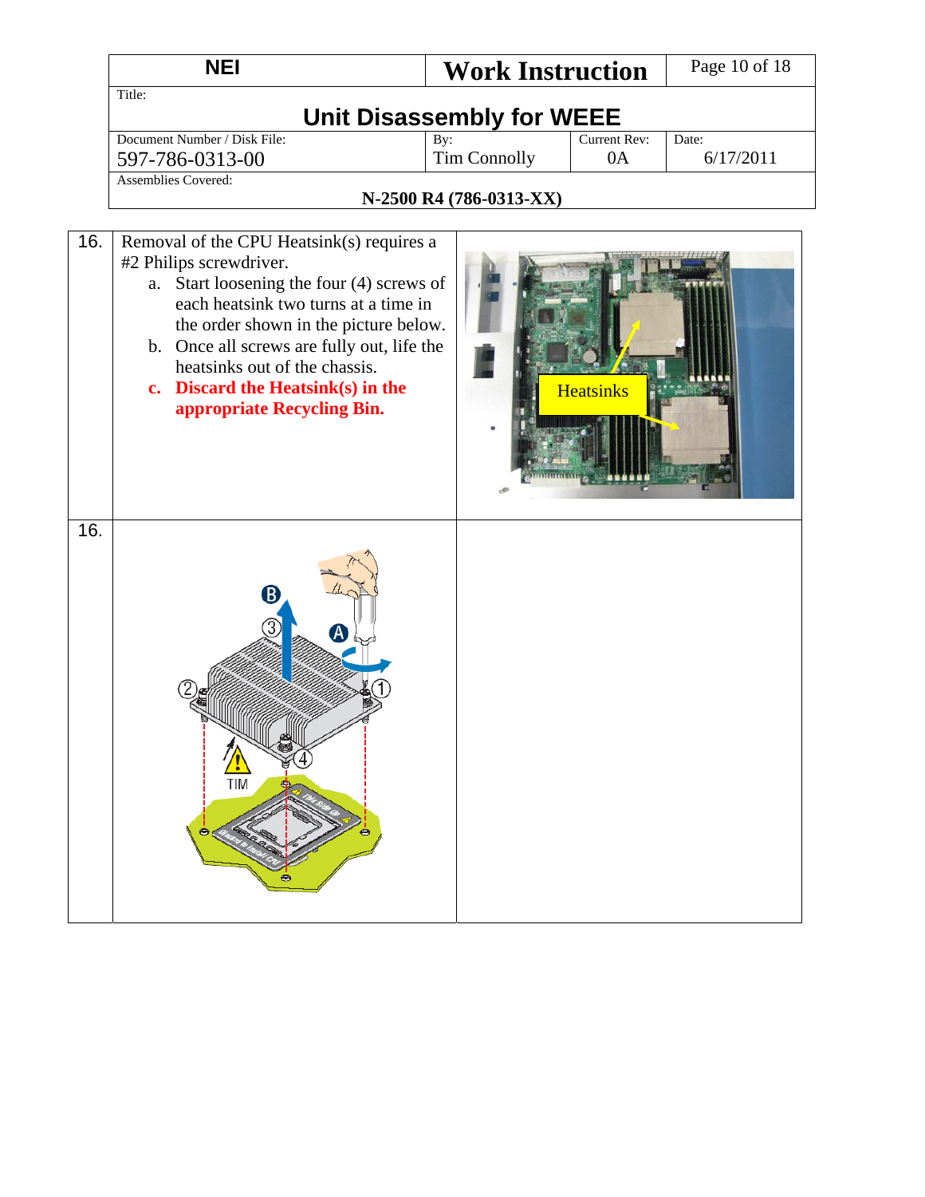| NEI | Work Instruction | Page 10 of 18 |
|---|---|---|
| Title: **Unit Disassembly for WEEE** | | |

| Document Number / Disk File: 597-786-0313-00 | By: Tim Connolly | Current Rev: 0A | Date: 6/17/2011 |
|---|---|---|---|
| Assemblies Covered: **N-2500 R4 (786-0313-XX)** | | | |

| Step | Instruction | |
|---|---|---|
| 16. | Removal of the CPU Heatsink(s) requires a #2 Philips screwdriver.<br>a. Start loosening the four (4) screws of each heatsink two turns at a time in the order shown in the picture below.<br>b. Once all screws are fully out, life the heatsinks out of the chassis.<br>**c. Discard the Heatsink(s) in the appropriate Recycling Bin.** | Heatsinks |
| 16. | B ③ A ② ① ④ TIM | |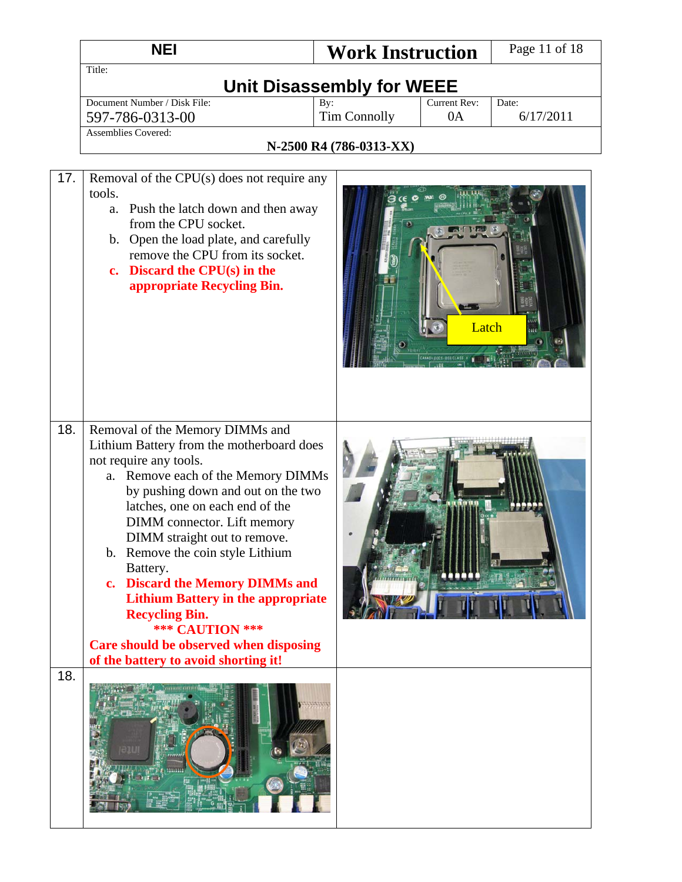| NEI | Work Instruction | | |
|---|---|---|---|
| Title: **Unit Disassembly for WEEE** | | | |
| Document Number / Disk File: 597-786-0313-00 | By: Tim Connolly | Current Rev: 0A | Date: 6/17/2011 |
| Assemblies Covered: **N-2500 R4 (786-0313-XX)** | | | |

| | | |
|---|---|---|
| 17. | Removal of the CPU(s) does not require any tools.<br>a. Push the latch down and then away from the CPU socket.<br>b. Open the load plate, and carefully remove the CPU from its socket.<br>**c. Discard the CPU(s) in the appropriate Recycling Bin.** | Latch |
| 18. | Removal of the Memory DIMMs and Lithium Battery from the motherboard does not require any tools.<br>a. Remove each of the Memory DIMMs by pushing down and out on the two latches, one on each end of the DIMM connector. Lift memory DIMM straight out to remove.<br>b. Remove the coin style Lithium Battery.<br>**c. Discard the Memory DIMMs and Lithium Battery in the appropriate Recycling Bin.**<br>**\*\*\* CAUTION \*\*\***<br>**Care should be observed when disposing of the battery to avoid shorting it!** | |
| 18. | | |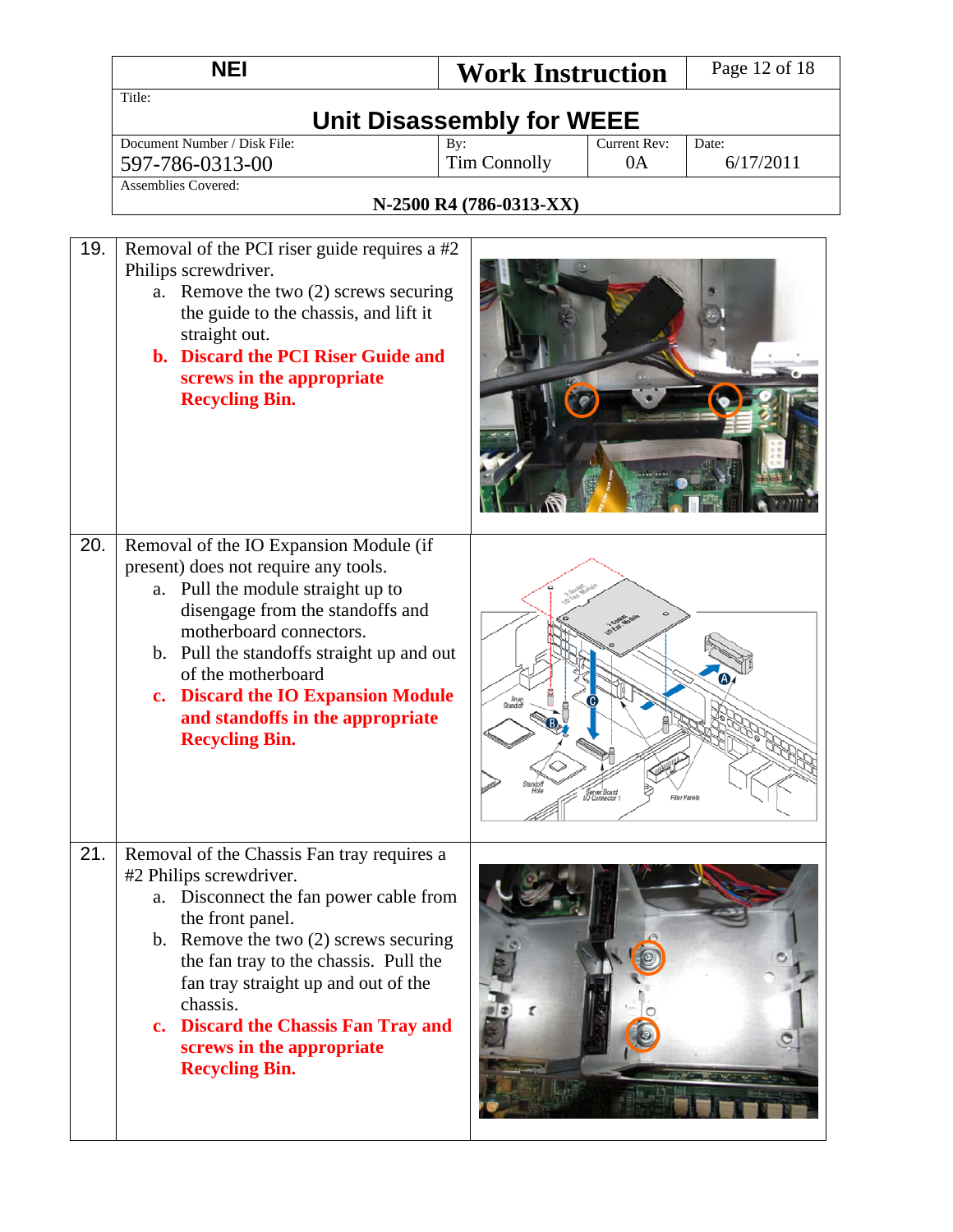| | | |
|---|---|---|
| 19. | Removal of the PCI riser guide requires a #2 Philips screwdriver.<br>a. Remove the two (2) screws securing the guide to the chassis, and lift it straight out.<br>**b. Discard the PCI Riser Guide and screws in the appropriate Recycling Bin.** | |
| 20. | Removal of the IO Expansion Module (if present) does not require any tools.<br>a. Pull the module straight up to disengage from the standoffs and motherboard connectors.<br>b. Pull the standoffs straight up and out of the motherboard<br>**c. Discard the IO Expansion Module and standoffs in the appropriate Recycling Bin.** | |
| 21. | Removal of the Chassis Fan tray requires a #2 Philips screwdriver.<br>a. Disconnect the fan power cable from the front panel.<br>b. Remove the two (2) screws securing the fan tray to the chassis. Pull the fan tray straight up and out of the chassis.<br>**c. Discard the Chassis Fan Tray and screws in the appropriate Recycling Bin.** | |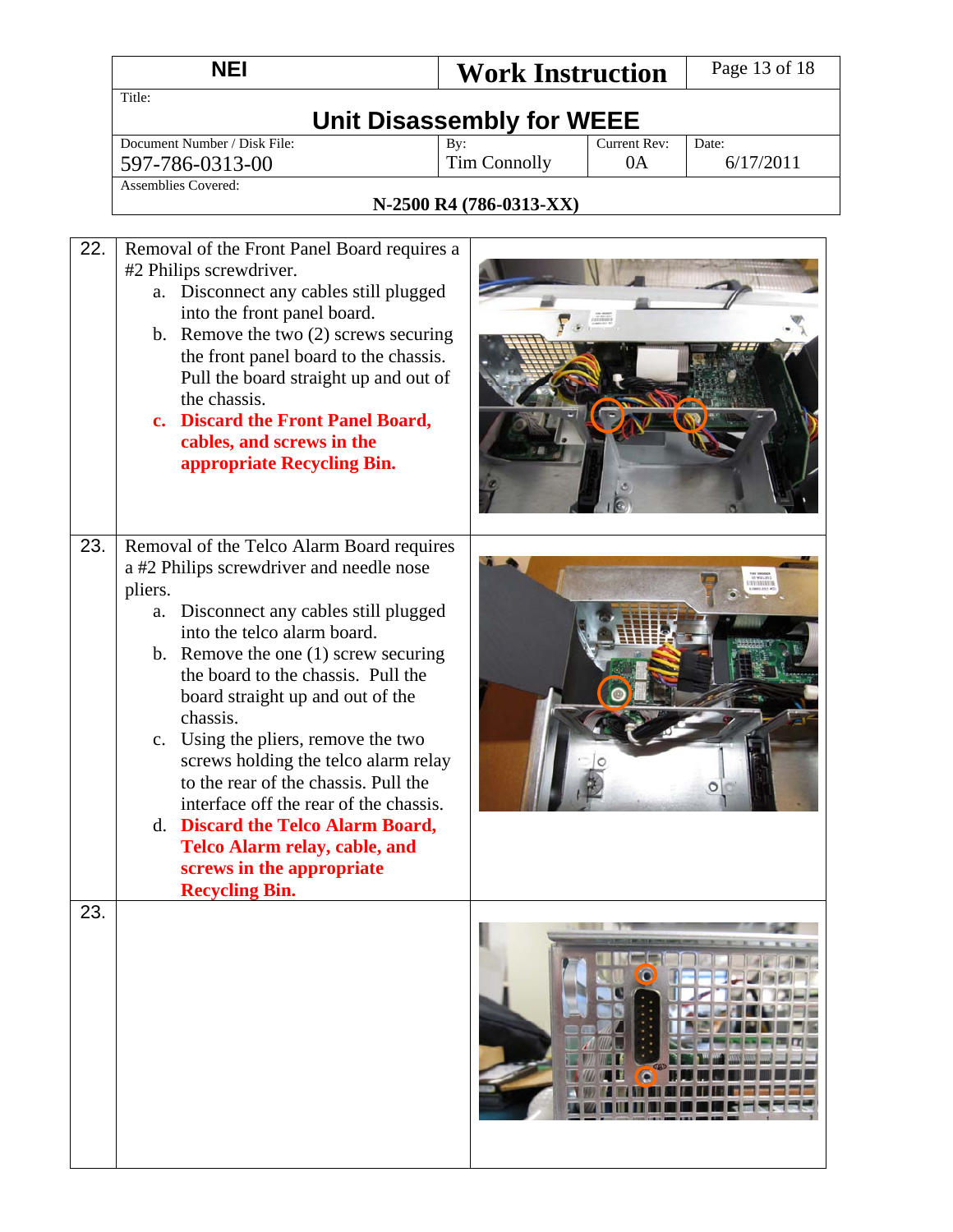| NEI | Work Instruction | Page 13 of 18 |
|---|---|---|
| Title: **Unit Disassembly for WEEE** | | |
| Document Number / Disk File: 597-786-0313-00 | By: Tim Connolly | Current Rev: 0A | Date: 6/17/2011 |
| Assemblies Covered: **N-2500 R4 (786-0313-XX)** | | |

| Step | Instruction | |
|---|---|---|
| 22. | Removal of the Front Panel Board requires a #2 Philips screwdriver.<br>a. Disconnect any cables still plugged into the front panel board.<br>b. Remove the two (2) screws securing the front panel board to the chassis. Pull the board straight up and out of the chassis.<br>c. **Discard the Front Panel Board, cables, and screws in the appropriate Recycling Bin.** | |
| 23. | Removal of the Telco Alarm Board requires a #2 Philips screwdriver and needle nose pliers.<br>a. Disconnect any cables still plugged into the telco alarm board.<br>b. Remove the one (1) screw securing the board to the chassis. Pull the board straight up and out of the chassis.<br>c. Using the pliers, remove the two screws holding the telco alarm relay to the rear of the chassis. Pull the interface off the rear of the chassis.<br>d. **Discard the Telco Alarm Board, Telco Alarm relay, cable, and screws in the appropriate Recycling Bin.** | |
| 23. | | |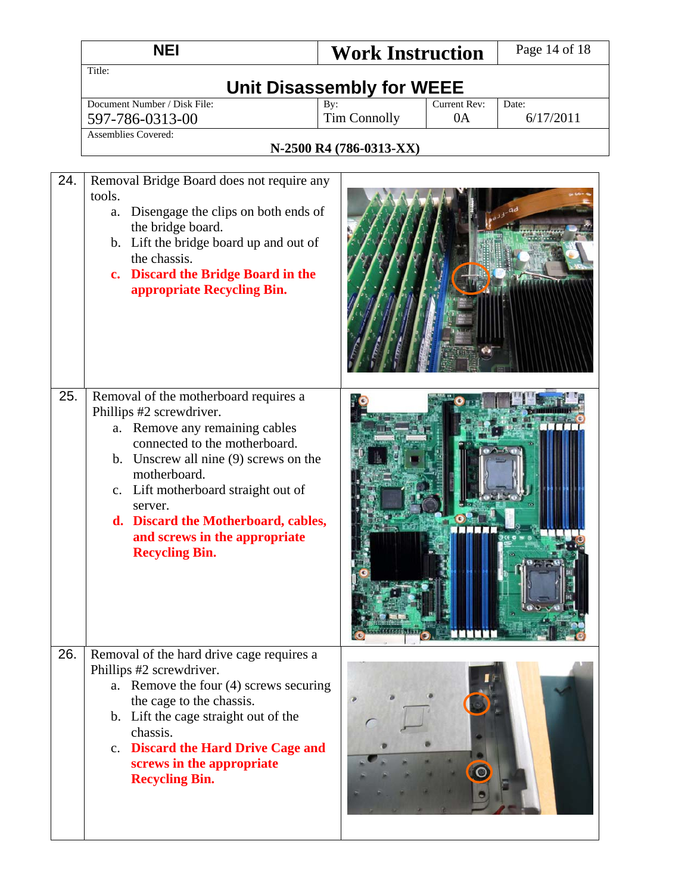| NEI | Work Instruction | | |
|---|---|---|---|
| Title: **Unit Disassembly for WEEE** | | | |
| Document Number / Disk File: 597-786-0313-00 | By: Tim Connolly | Current Rev: 0A | Date: 6/17/2011 |
| Assemblies Covered: **N-2500 R4 (786-0313-XX)** | | | |

| | | |
|---|---|---|
| 24. | Removal Bridge Board does not require any tools.<br>a. Disengage the clips on both ends of the bridge board.<br>b. Lift the bridge board up and out of the chassis.<br>**c. Discard the Bridge Board in the appropriate Recycling Bin.** | |
| 25. | Removal of the motherboard requires a Phillips #2 screwdriver.<br>a. Remove any remaining cables connected to the motherboard.<br>b. Unscrew all nine (9) screws on the motherboard.<br>c. Lift motherboard straight out of server.<br>**d. Discard the Motherboard, cables, and screws in the appropriate Recycling Bin.** | |
| 26. | Removal of the hard drive cage requires a Phillips #2 screwdriver.<br>a. Remove the four (4) screws securing the cage to the chassis.<br>b. Lift the cage straight out of the chassis.<br>c. **Discard the Hard Drive Cage and screws in the appropriate Recycling Bin.** | |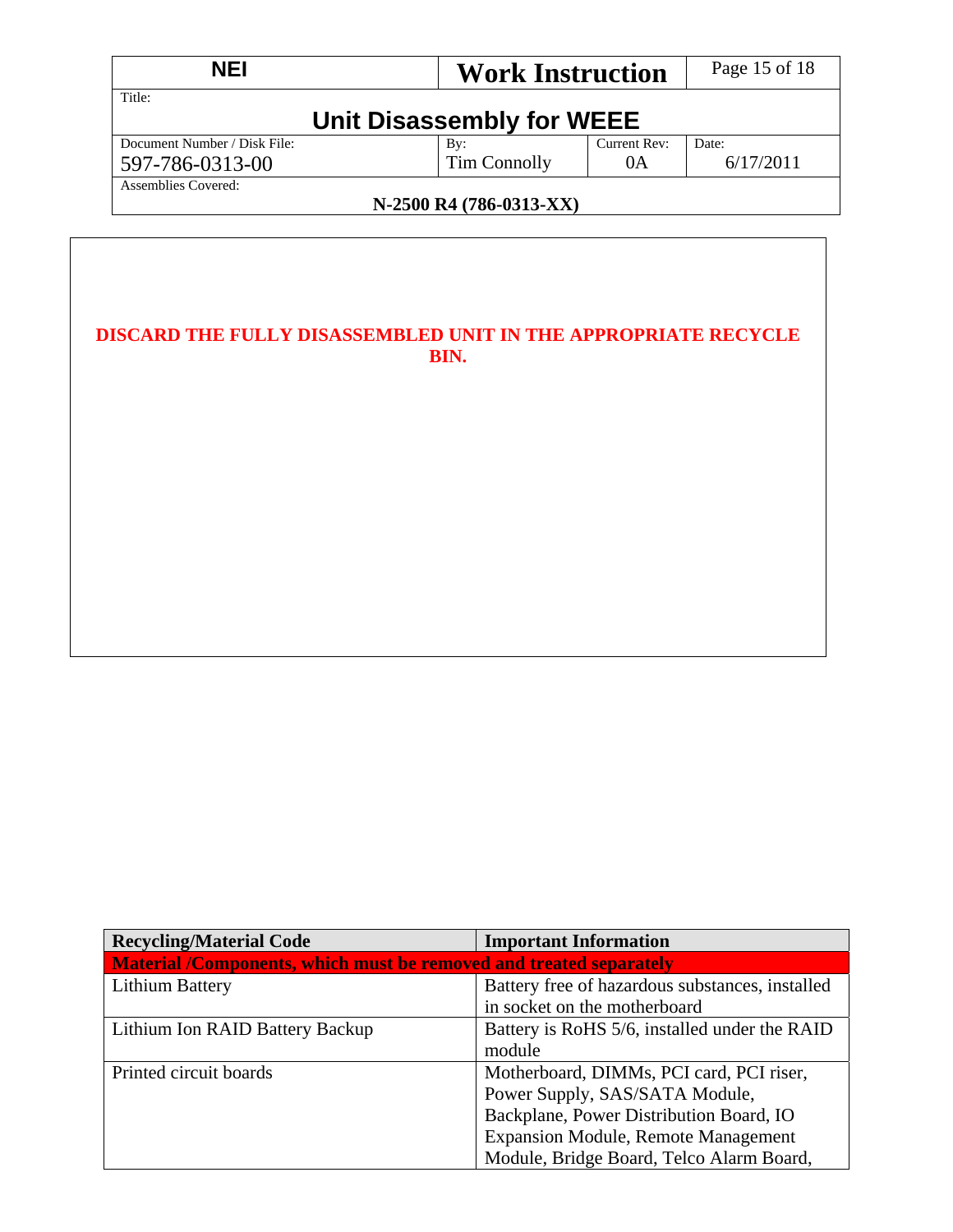**DISCARD THE FULLY DISASSEMBLED UNIT IN THE APPROPRIATE RECYCLE BIN.**

| Recycling/Material Code | Important Information |
|---|---|
| **Material /Components, which must be removed and treated separately** | |
| Lithium Battery | Battery free of hazardous substances, installed in socket on the motherboard |
| Lithium Ion RAID Battery Backup | Battery is RoHS 5/6, installed under the RAID module |
| Printed circuit boards | Motherboard, DIMMs, PCI card, PCI riser, Power Supply, SAS/SATA Module, Backplane, Power Distribution Board, IO Expansion Module, Remote Management Module, Bridge Board, Telco Alarm Board, |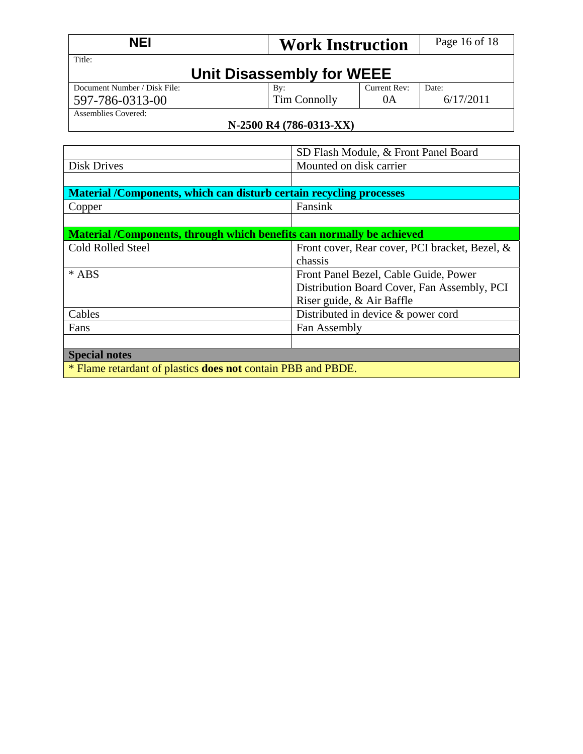| NEI | Work Instruction | | |
|---|---|---|---|
| Title: **Unit Disassembly for WEEE** | | | |
| Document Number / Disk File: 597-786-0313-00 | By: Tim Connolly | Current Rev: 0A | Date: 6/17/2011 |
| Assemblies Covered: **N-2500 R4 (786-0313-XX)** | | | |

| | SD Flash Module, & Front Panel Board |
|---|---|
| Disk Drives | Mounted on disk carrier |
| | |
| **Material /Components, which can disturb certain recycling processes** | |
| Copper | Fansink |
| | |
| **Material /Components, through which benefits can normally be achieved** | |
| Cold Rolled Steel | Front cover, Rear cover, PCI bracket, Bezel, & chassis |
| * ABS | Front Panel Bezel, Cable Guide, Power Distribution Board Cover, Fan Assembly, PCI Riser guide, & Air Baffle |
| Cables | Distributed in device & power cord |
| Fans | Fan Assembly |
| | |
| **Special notes** | |
| * Flame retardant of plastics **does not** contain PBB and PBDE. | |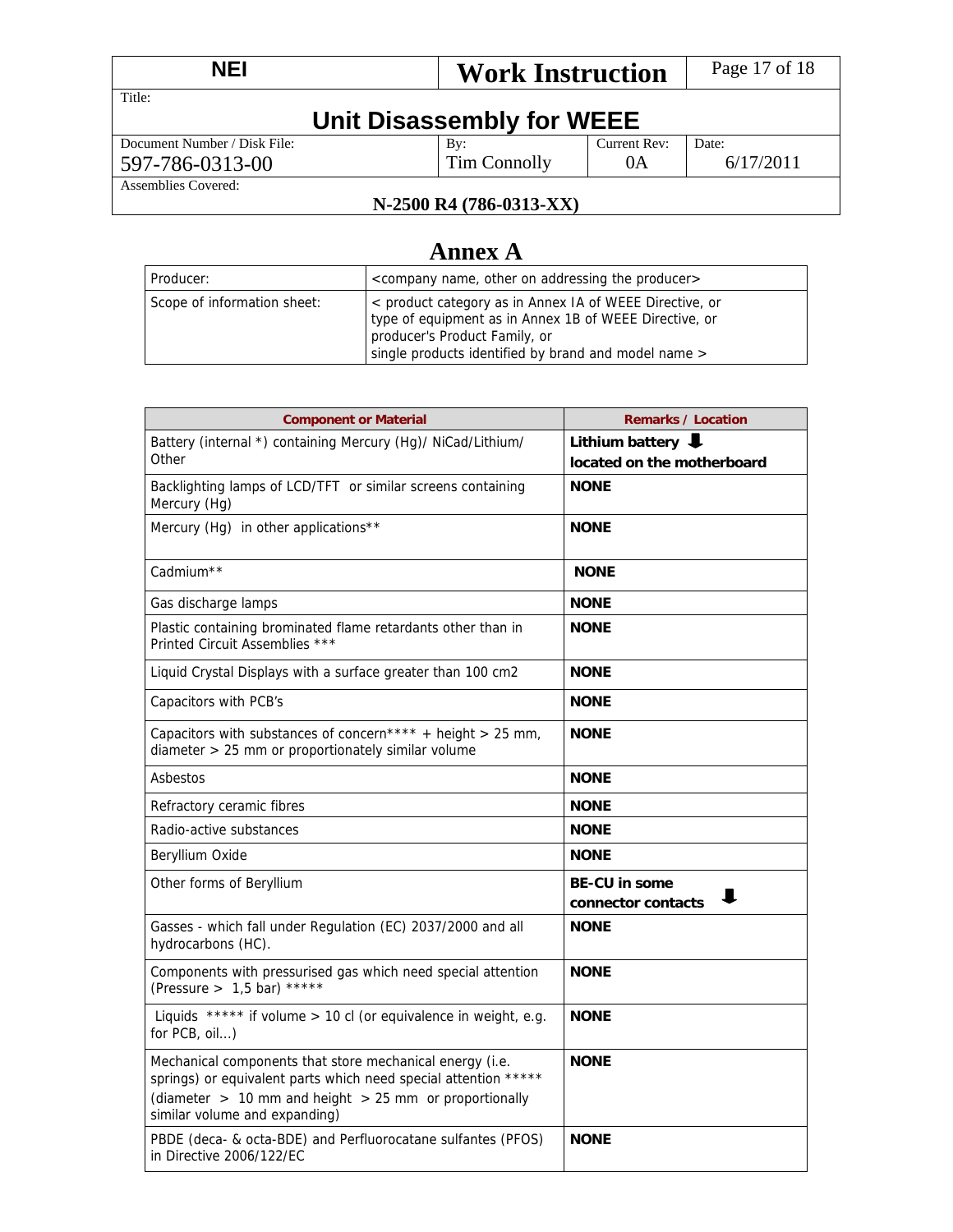# Annex A

| Producer: | <company name, other on addressing the producer> |
| --- | --- |
| Scope of information sheet: | < product category as in Annex IA of WEEE Directive, or type of equipment as in Annex 1B of WEEE Directive, or producer's Product Family, or single products identified by brand and model name > |

| Component or Material | Remarks / Location |
| --- | --- |
| Battery (internal *) containing Mercury (Hg)/ NiCad/Lithium/ Other | **Lithium battery ⬇ located on the motherboard** |
| Backlighting lamps of LCD/TFT or similar screens containing Mercury (Hg) | **NONE** |
| Mercury (Hg) in other applications** | **NONE** |
| Cadmium** | **NONE** |
| Gas discharge lamps | **NONE** |
| Plastic containing brominated flame retardants other than in Printed Circuit Assemblies *** | **NONE** |
| Liquid Crystal Displays with a surface greater than 100 cm2 | **NONE** |
| Capacitors with PCB's | **NONE** |
| Capacitors with substances of concern**** + height > 25 mm, diameter > 25 mm or proportionately similar volume | **NONE** |
| Asbestos | **NONE** |
| Refractory ceramic fibres | **NONE** |
| Radio-active substances | **NONE** |
| Beryllium Oxide | **NONE** |
| Other forms of Beryllium | **BE-CU in some connector contacts ⬇** |
| Gasses - which fall under Regulation (EC) 2037/2000 and all hydrocarbons (HC). | **NONE** |
| Components with pressurised gas which need special attention (Pressure > 1,5 bar) ***** | **NONE** |
| Liquids ***** if volume > 10 cl (or equivalence in weight, e.g. for PCB, oil…) | **NONE** |
| Mechanical components that store mechanical energy (i.e. springs) or equivalent parts which need special attention ***** (diameter > 10 mm and height > 25 mm or proportionally similar volume and expanding) | **NONE** |
| PBDE (deca- & octa-BDE) and Perfluorocatane sulfantes (PFOS) in Directive 2006/122/EC | **NONE** |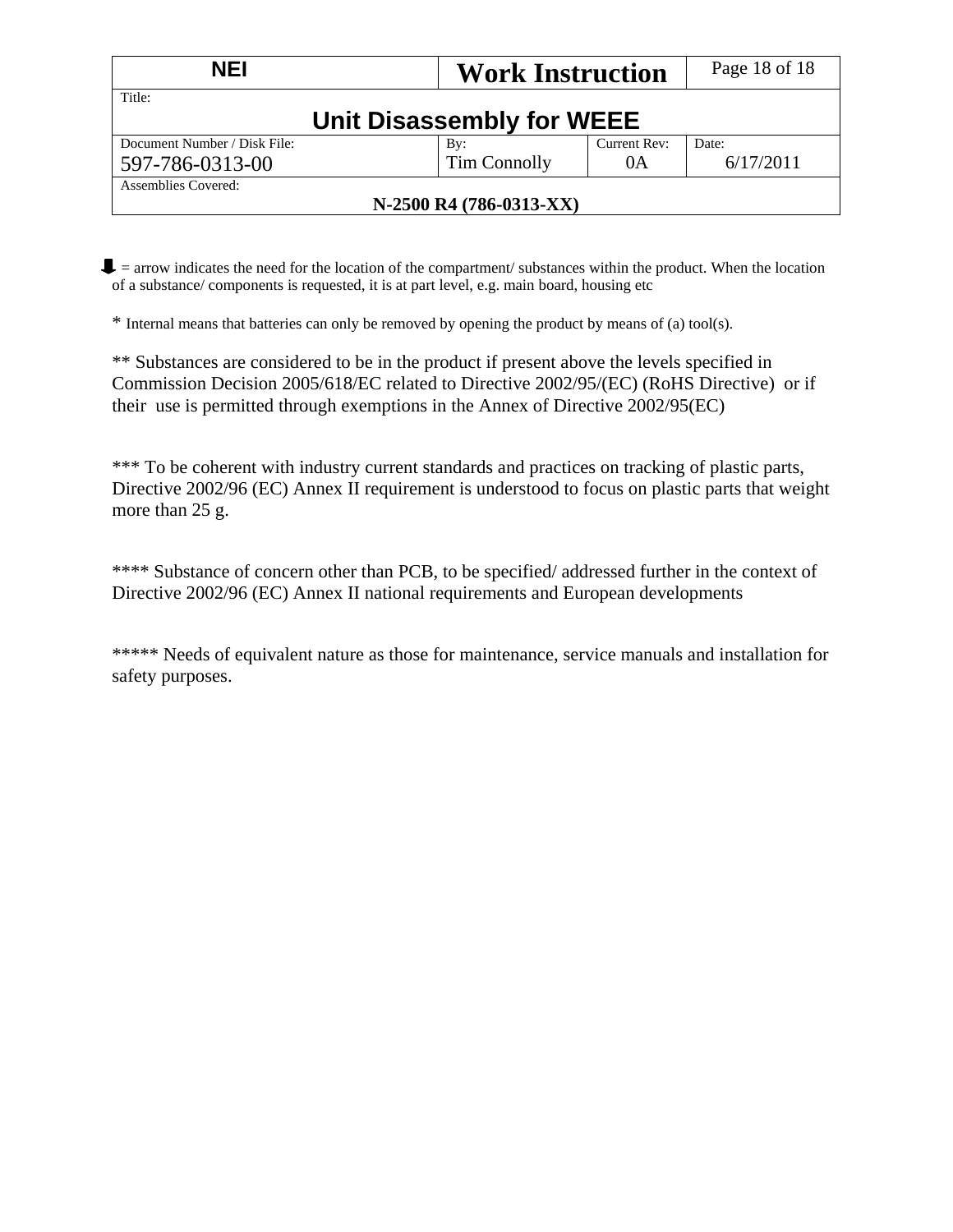⬇ = arrow indicates the need for the location of the compartment/ substances within the product. When the location of a substance/ components is requested, it is at part level, e.g. main board, housing etc

* Internal means that batteries can only be removed by opening the product by means of (a) tool(s).

** Substances are considered to be in the product if present above the levels specified in Commission Decision 2005/618/EC related to Directive 2002/95/(EC) (RoHS Directive) or if their use is permitted through exemptions in the Annex of Directive 2002/95(EC)

*** To be coherent with industry current standards and practices on tracking of plastic parts, Directive 2002/96 (EC) Annex II requirement is understood to focus on plastic parts that weight more than 25 g.

**** Substance of concern other than PCB, to be specified/ addressed further in the context of Directive 2002/96 (EC) Annex II national requirements and European developments

***** Needs of equivalent nature as those for maintenance, service manuals and installation for safety purposes.